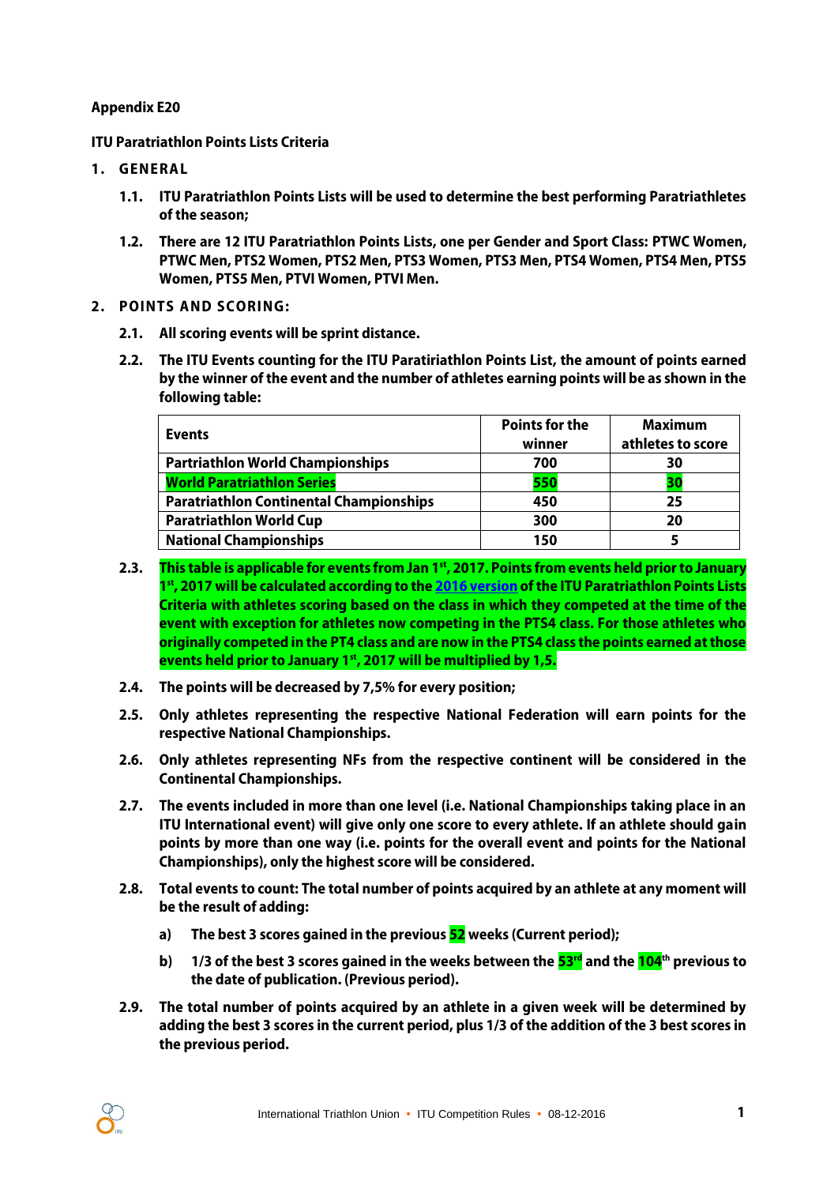**Appendix E20**

**ITU Paratriathlon Points Lists Criteria**

## 1. GENERAL

**1.1.** **ITU Paratriathlon Points Lists will be used to determine the best performing Paratriathletes of the season;**

**1.2.** **There are 12 ITU Paratriathlon Points Lists, one per Gender and Sport Class: PTWC Women, PTWC Men, PTS2 Women, PTS2 Men, PTS3 Women, PTS3 Men, PTS4 Women, PTS4 Men, PTS5 Women, PTS5 Men, PTVI Women, PTVI Men.**

## 2. POINTS AND SCORING:

**2.1.** **All scoring events will be sprint distance.**

**2.2.** **The ITU Events counting for the ITU Paratiriathlon Points List, the amount of points earned by the winner of the event and the number of athletes earning points will be as shown in the following table:**

| Events | Points for the winner | Maximum athletes to score |
|---|---|---|
| Partriathlon World Championships | 700 | 30 |
| World Paratriathlon Series | 550 | 30 |
| Paratriathlon Continental Championships | 450 | 25 |
| Paratriathlon World Cup | 300 | 20 |
| National Championships | 150 | 5 |

**2.3.** **This table is applicable for events from Jan 1st, 2017. Points from events held prior to January 1st, 2017 will be calculated according to the 2016 version of the ITU Paratriathlon Points Lists Criteria with athletes scoring based on the class in which they competed at the time of the event with exception for athletes now competing in the PTS4 class. For those athletes who originally competed in the PT4 class and are now in the PTS4 class the points earned at those events held prior to January 1st, 2017 will be multiplied by 1,5.**

**2.4.** **The points will be decreased by 7,5% for every position;**

**2.5.** **Only athletes representing the respective National Federation will earn points for the respective National Championships.**

**2.6.** **Only athletes representing NFs from the respective continent will be considered in the Continental Championships.**

**2.7.** **The events included in more than one level (i.e. National Championships taking place in an ITU International event) will give only one score to every athlete. If an athlete should gain points by more than one way (i.e. points for the overall event and points for the National Championships), only the highest score will be considered.**

**2.8.** **Total events to count: The total number of points acquired by an athlete at any moment will be the result of adding:**

- **a)** **The best 3 scores gained in the previous 52 weeks (Current period);**
- **b)** **1/3 of the best 3 scores gained in the weeks between the 53rd and the 104th previous to the date of publication. (Previous period).**

**2.9.** **The total number of points acquired by an athlete in a given week will be determined by adding the best 3 scores in the current period, plus 1/3 of the addition of the 3 best scores in the previous period.**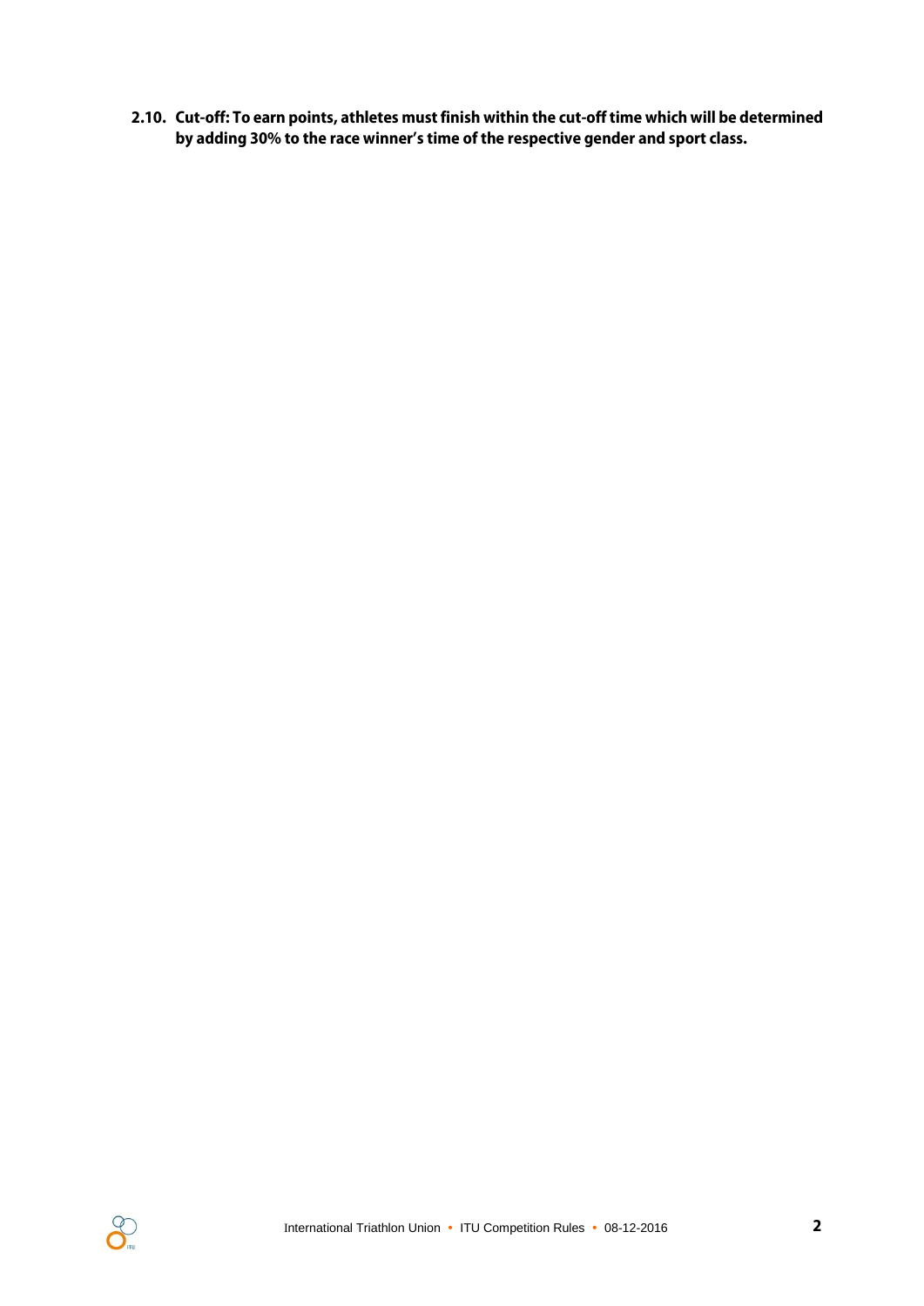**2.10. Cut-off: To earn points, athletes must finish within the cut-off time which will be determined by adding 30% to the race winner's time of the respective gender and sport class.**